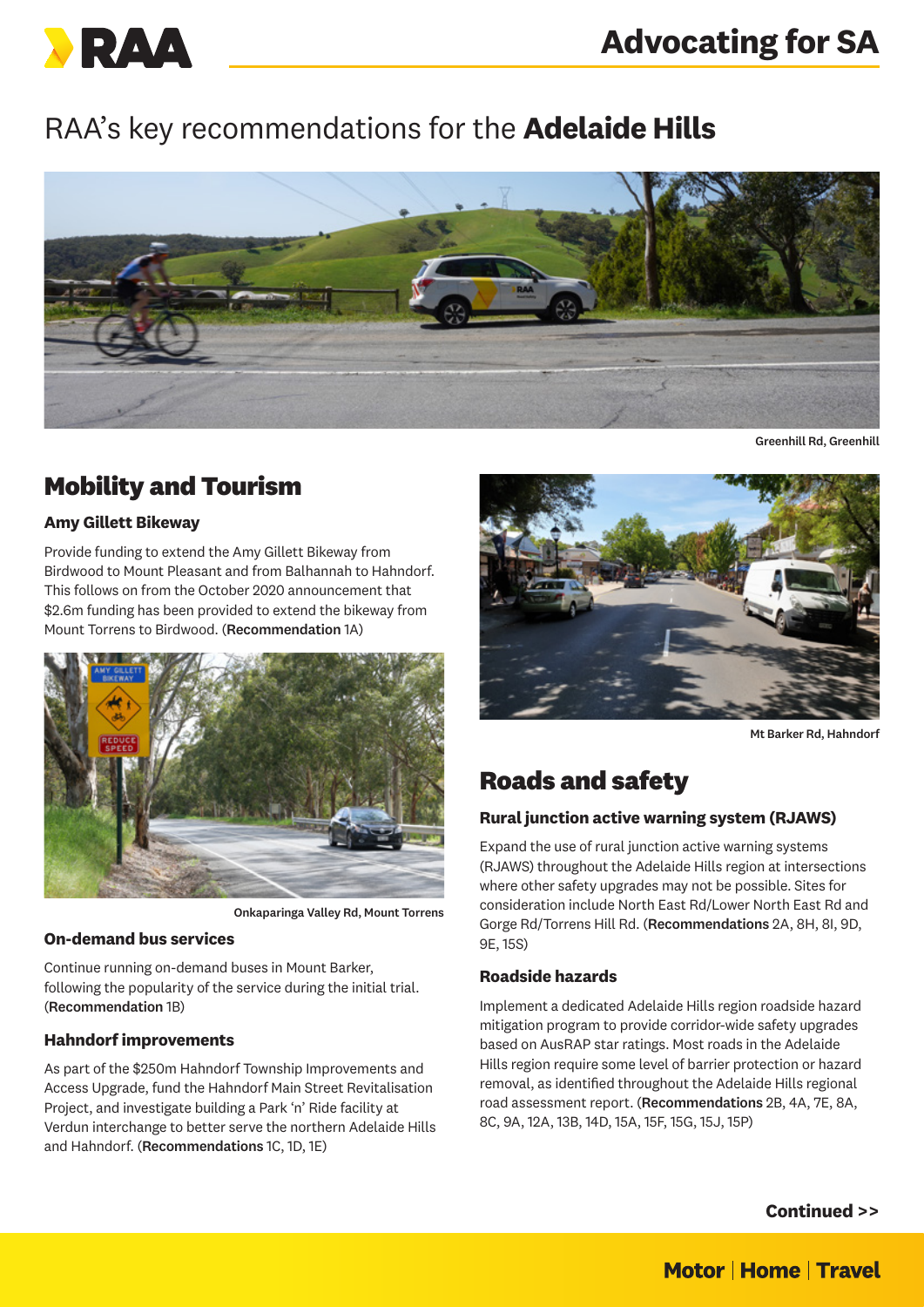# RAA's key recommendations for the **Adelaide Hills**

Greenhill Rd, Greenhill

## Mobility and Tourism

### Amy Gillett Bikeway

Provide funding to extend the Amy Gillett Bikeway from Birdwood to Mount Pleasant and from Balhannah to Hahndorf. This follows on from the October 2020 announcement that $2.6m funding has been provided to extend the bikeway from Mount Torrens to Birdwood. (**Recommendation** 1A)

Onkaparinga Valley Rd, Mount Torrens

### On-demand bus services

Continue running on-demand buses in Mount Barker, following the popularity of the service during the initial trial. (**Recommendation** 1B)

### Hahndorf improvements

As part of the $250m Hahndorf Township Improvements and Access Upgrade, fund the Hahndorf Main Street Revitalisation Project, and investigate building a Park 'n' Ride facility at Verdun interchange to better serve the northern Adelaide Hills and Hahndorf. (**Recommendations** 1C, 1D, 1E)

Mt Barker Rd, Hahndorf

## Roads and safety

### Rural junction active warning system (RJAWS)

Expand the use of rural junction active warning systems (RJAWS) throughout the Adelaide Hills region at intersections where other safety upgrades may not be possible. Sites for consideration include North East Rd/Lower North East Rd and Gorge Rd/Torrens Hill Rd. (**Recommendations** 2A, 8H, 8I, 9D, 9E, 15S)

### Roadside hazards

Implement a dedicated Adelaide Hills region roadside hazard mitigation program to provide corridor-wide safety upgrades based on AusRAP star ratings. Most roads in the Adelaide Hills region require some level of barrier protection or hazard removal, as identified throughout the Adelaide Hills regional road assessment report. (**Recommendations** 2B, 4A, 7E, 8A, 8C, 9A, 12A, 13B, 14D, 15A, 15F, 15G, 15J, 15P)

**Continued >>**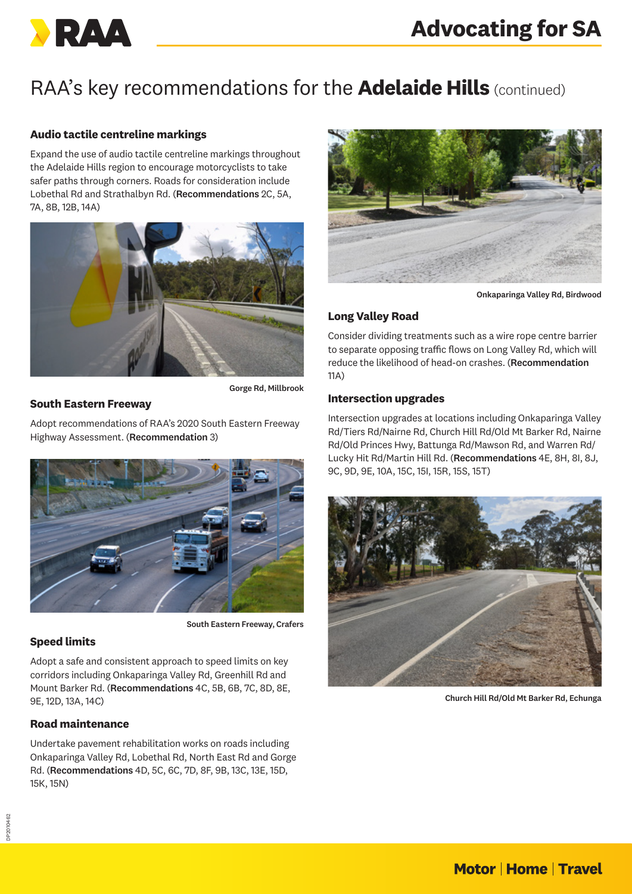# RAA's key recommendations for the **Adelaide Hills** (continued)

### Audio tactile centreline markings

Expand the use of audio tactile centreline markings throughout the Adelaide Hills region to encourage motorcyclists to take safer paths through corners. Roads for consideration include Lobethal Rd and Strathalbyn Rd. (**Recommendations** 2C, 5A, 7A, 8B, 12B, 14A)

Gorge Rd, Millbrook

### South Eastern Freeway

Adopt recommendations of RAA's 2020 South Eastern Freeway Highway Assessment. (**Recommendation** 3)

South Eastern Freeway, Crafers

### Speed limits

Adopt a safe and consistent approach to speed limits on key corridors including Onkaparinga Valley Rd, Greenhill Rd and Mount Barker Rd. (**Recommendations** 4C, 5B, 6B, 7C, 8D, 8E, 9E, 12D, 13A, 14C)

### Road maintenance

Undertake pavement rehabilitation works on roads including Onkaparinga Valley Rd, Lobethal Rd, North East Rd and Gorge Rd. (**Recommendations** 4D, 5C, 6C, 7D, 8F, 9B, 13C, 13E, 15D, 15K, 15N)

Onkaparinga Valley Rd, Birdwood

### Long Valley Road

Consider dividing treatments such as a wire rope centre barrier to separate opposing traffic flows on Long Valley Rd, which will reduce the likelihood of head-on crashes. (**Recommendation** 11A)

### Intersection upgrades

Intersection upgrades at locations including Onkaparinga Valley Rd/Tiers Rd/Nairne Rd, Church Hill Rd/Old Mt Barker Rd, Nairne Rd/Old Princes Hwy, Battunga Rd/Mawson Rd, and Warren Rd/Lucky Hit Rd/Martin Hill Rd. (**Recommendations** 4E, 8H, 8I, 8J, 9C, 9D, 9E, 10A, 15C, 15I, 15R, 15S, 15T)

Church Hill Rd/Old Mt Barker Rd, Echunga